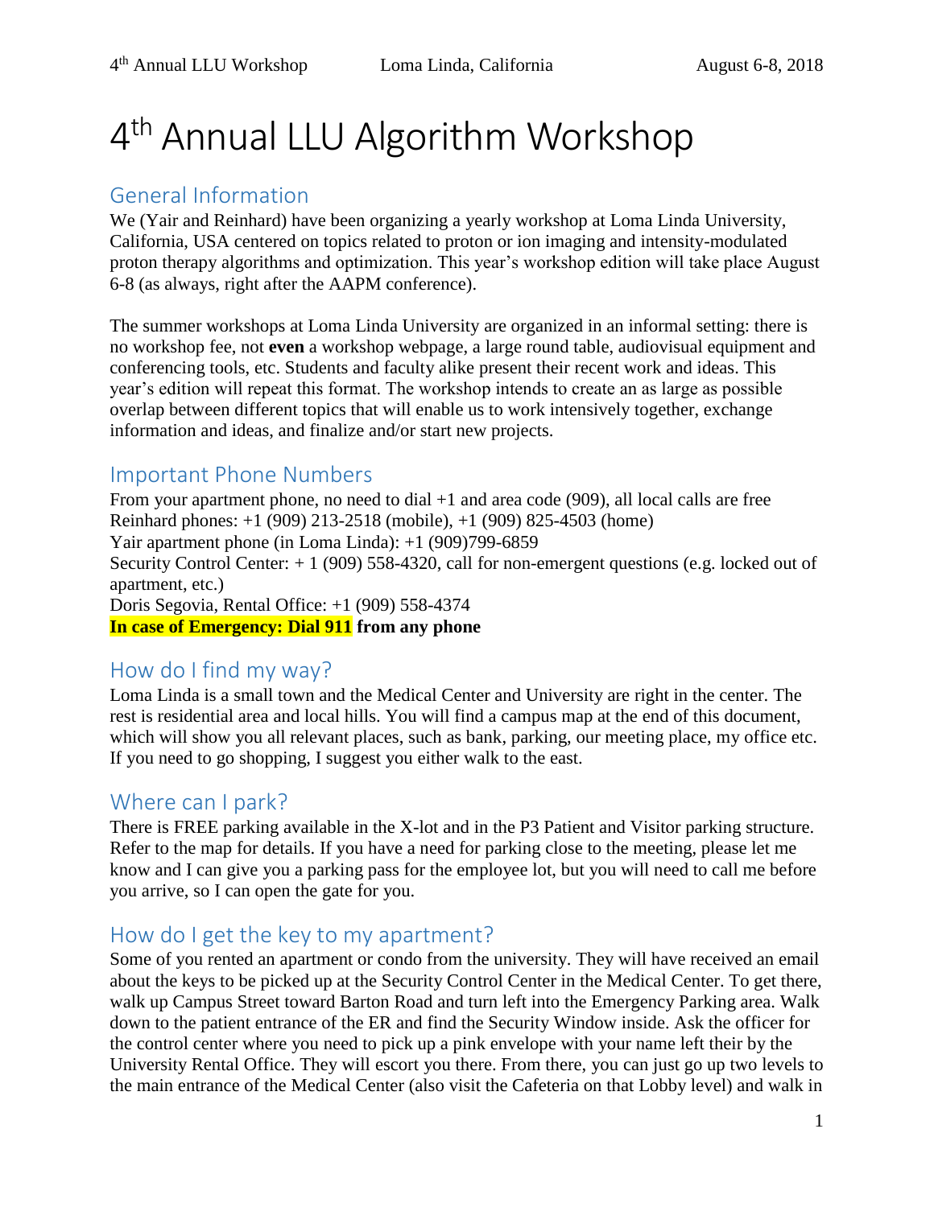# 4th Annual LLU Algorithm Workshop

## General Information

We (Yair and Reinhard) have been organizing a yearly workshop at Loma Linda University, California, USA centered on topics related to proton or ion imaging and intensity-modulated proton therapy algorithms and optimization. This year's workshop edition will take place August 6-8 (as always, right after the AAPM conference).

The summer workshops at Loma Linda University are organized in an informal setting: there is no workshop fee, not **even** a workshop webpage, a large round table, audiovisual equipment and conferencing tools, etc. Students and faculty alike present their recent work and ideas. This year's edition will repeat this format. The workshop intends to create an as large as possible overlap between different topics that will enable us to work intensively together, exchange information and ideas, and finalize and/or start new projects.

## Important Phone Numbers

From your apartment phone, no need to dial +1 and area code (909), all local calls are free
Reinhard phones: +1 (909) 213-2518 (mobile), +1 (909) 825-4503 (home)
Yair apartment phone (in Loma Linda): +1 (909)799-6859
Security Control Center: + 1 (909) 558-4320, call for non-emergent questions (e.g. locked out of apartment, etc.)
Doris Segovia, Rental Office: +1 (909) 558-4374
**In case of Emergency: Dial 911 from any phone**

## How do I find my way?

Loma Linda is a small town and the Medical Center and University are right in the center. The rest is residential area and local hills. You will find a campus map at the end of this document, which will show you all relevant places, such as bank, parking, our meeting place, my office etc. If you need to go shopping, I suggest you either walk to the east.

## Where can I park?

There is FREE parking available in the X-lot and in the P3 Patient and Visitor parking structure. Refer to the map for details. If you have a need for parking close to the meeting, please let me know and I can give you a parking pass for the employee lot, but you will need to call me before you arrive, so I can open the gate for you.

## How do I get the key to my apartment?

Some of you rented an apartment or condo from the university. They will have received an email about the keys to be picked up at the Security Control Center in the Medical Center. To get there, walk up Campus Street toward Barton Road and turn left into the Emergency Parking area. Walk down to the patient entrance of the ER and find the Security Window inside. Ask the officer for the control center where you need to pick up a pink envelope with your name left their by the University Rental Office. They will escort you there. From there, you can just go up two levels to the main entrance of the Medical Center (also visit the Cafeteria on that Lobby level) and walk in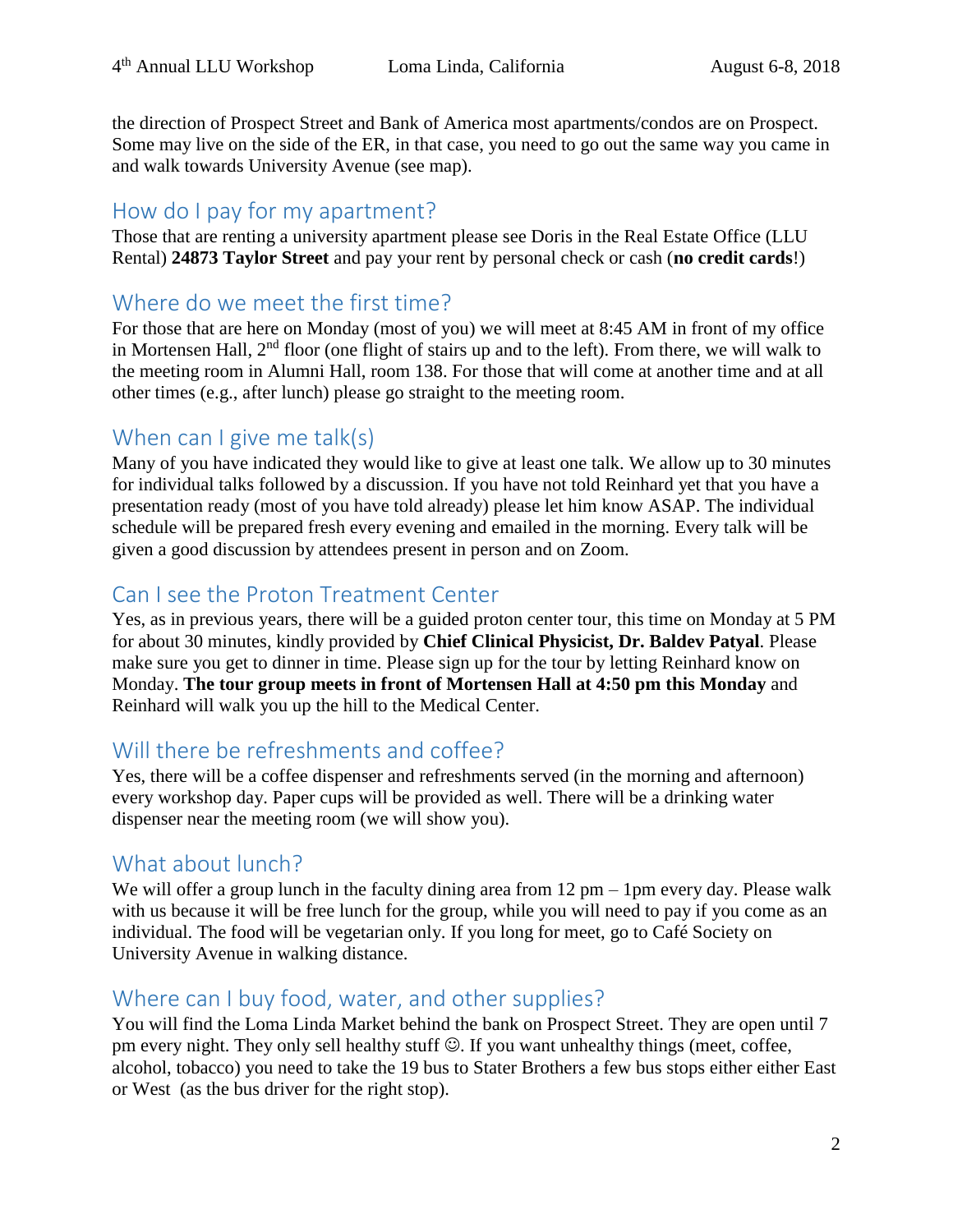the direction of Prospect Street and Bank of America most apartments/condos are on Prospect. Some may live on the side of the ER, in that case, you need to go out the same way you came in and walk towards University Avenue (see map).

## How do I pay for my apartment?

Those that are renting a university apartment please see Doris in the Real Estate Office (LLU Rental) **24873 Taylor Street** and pay your rent by personal check or cash (**no credit cards**!)

## Where do we meet the first time?

For those that are here on Monday (most of you) we will meet at 8:45 AM in front of my office in Mortensen Hall, 2nd floor (one flight of stairs up and to the left). From there, we will walk to the meeting room in Alumni Hall, room 138. For those that will come at another time and at all other times (e.g., after lunch) please go straight to the meeting room.

## When can I give me talk(s)

Many of you have indicated they would like to give at least one talk. We allow up to 30 minutes for individual talks followed by a discussion. If you have not told Reinhard yet that you have a presentation ready (most of you have told already) please let him know ASAP. The individual schedule will be prepared fresh every evening and emailed in the morning. Every talk will be given a good discussion by attendees present in person and on Zoom.

## Can I see the Proton Treatment Center

Yes, as in previous years, there will be a guided proton center tour, this time on Monday at 5 PM for about 30 minutes, kindly provided by **Chief Clinical Physicist, Dr. Baldev Patyal**. Please make sure you get to dinner in time. Please sign up for the tour by letting Reinhard know on Monday. **The tour group meets in front of Mortensen Hall at 4:50 pm this Monday** and Reinhard will walk you up the hill to the Medical Center.

## Will there be refreshments and coffee?

Yes, there will be a coffee dispenser and refreshments served (in the morning and afternoon) every workshop day. Paper cups will be provided as well. There will be a drinking water dispenser near the meeting room (we will show you).

## What about lunch?

We will offer a group lunch in the faculty dining area from 12 pm – 1pm every day. Please walk with us because it will be free lunch for the group, while you will need to pay if you come as an individual. The food will be vegetarian only. If you long for meet, go to Café Society on University Avenue in walking distance.

## Where can I buy food, water, and other supplies?

You will find the Loma Linda Market behind the bank on Prospect Street. They are open until 7 pm every night. They only sell healthy stuff ☺. If you want unhealthy things (meet, coffee, alcohol, tobacco) you need to take the 19 bus to Stater Brothers a few bus stops either either East or West (as the bus driver for the right stop).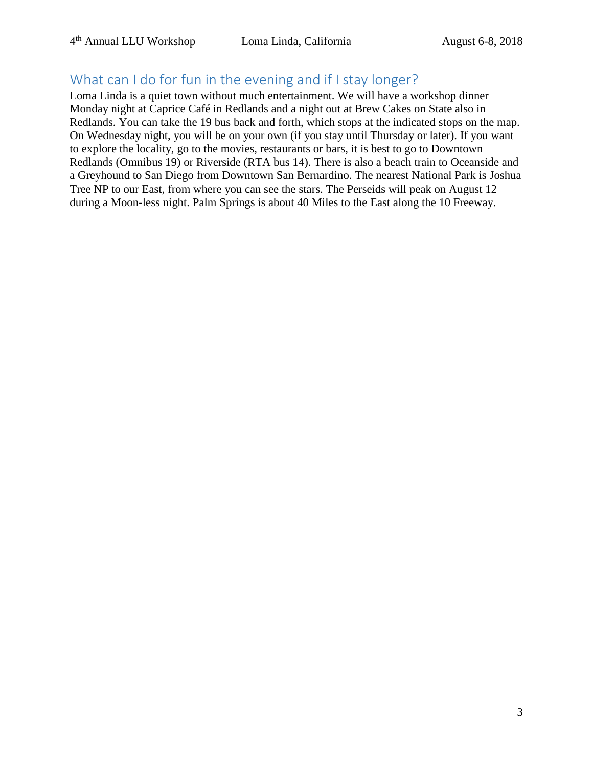## What can I do for fun in the evening and if I stay longer?

Loma Linda is a quiet town without much entertainment. We will have a workshop dinner Monday night at Caprice Café in Redlands and a night out at Brew Cakes on State also in Redlands. You can take the 19 bus back and forth, which stops at the indicated stops on the map. On Wednesday night, you will be on your own (if you stay until Thursday or later). If you want to explore the locality, go to the movies, restaurants or bars, it is best to go to Downtown Redlands (Omnibus 19) or Riverside (RTA bus 14). There is also a beach train to Oceanside and a Greyhound to San Diego from Downtown San Bernardino. The nearest National Park is Joshua Tree NP to our East, from where you can see the stars. The Perseids will peak on August 12 during a Moon-less night. Palm Springs is about 40 Miles to the East along the 10 Freeway.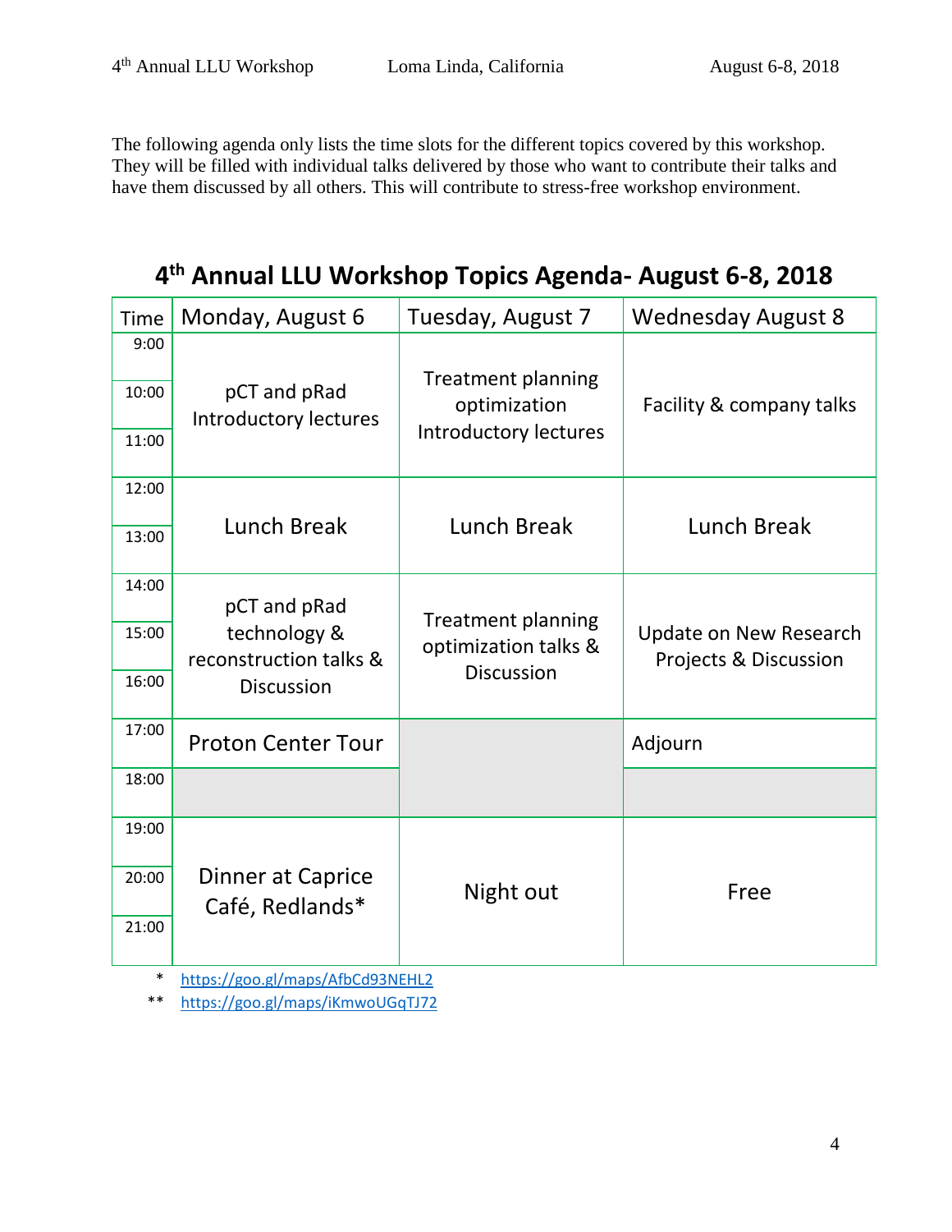The following agenda only lists the time slots for the different topics covered by this workshop. They will be filled with individual talks delivered by those who want to contribute their talks and have them discussed by all others. This will contribute to stress-free workshop environment.

## 4th Annual LLU Workshop Topics Agenda- August 6-8, 2018

| Time | Monday, August 6 | Tuesday, August 7 | Wednesday August 8 |
|---|---|---|---|
| 9:00 – 11:00 | pCT and pRad Introductory lectures | Treatment planning optimization Introductory lectures | Facility & company talks |
| 12:00 – 13:00 | Lunch Break | Lunch Break | Lunch Break |
| 14:00 – 16:00 | pCT and pRad technology & reconstruction talks & Discussion | Treatment planning optimization talks & Discussion | Update on New Research Projects & Discussion |
| 17:00 | Proton Center Tour | | Adjourn |
| 18:00 | | | |
| 19:00 – 21:00 | Dinner at Caprice Café, Redlands* | Night out | Free |

\* https://goo.gl/maps/AfbCd93NEHL2

\*\* https://goo.gl/maps/iKmwoUGqTJ72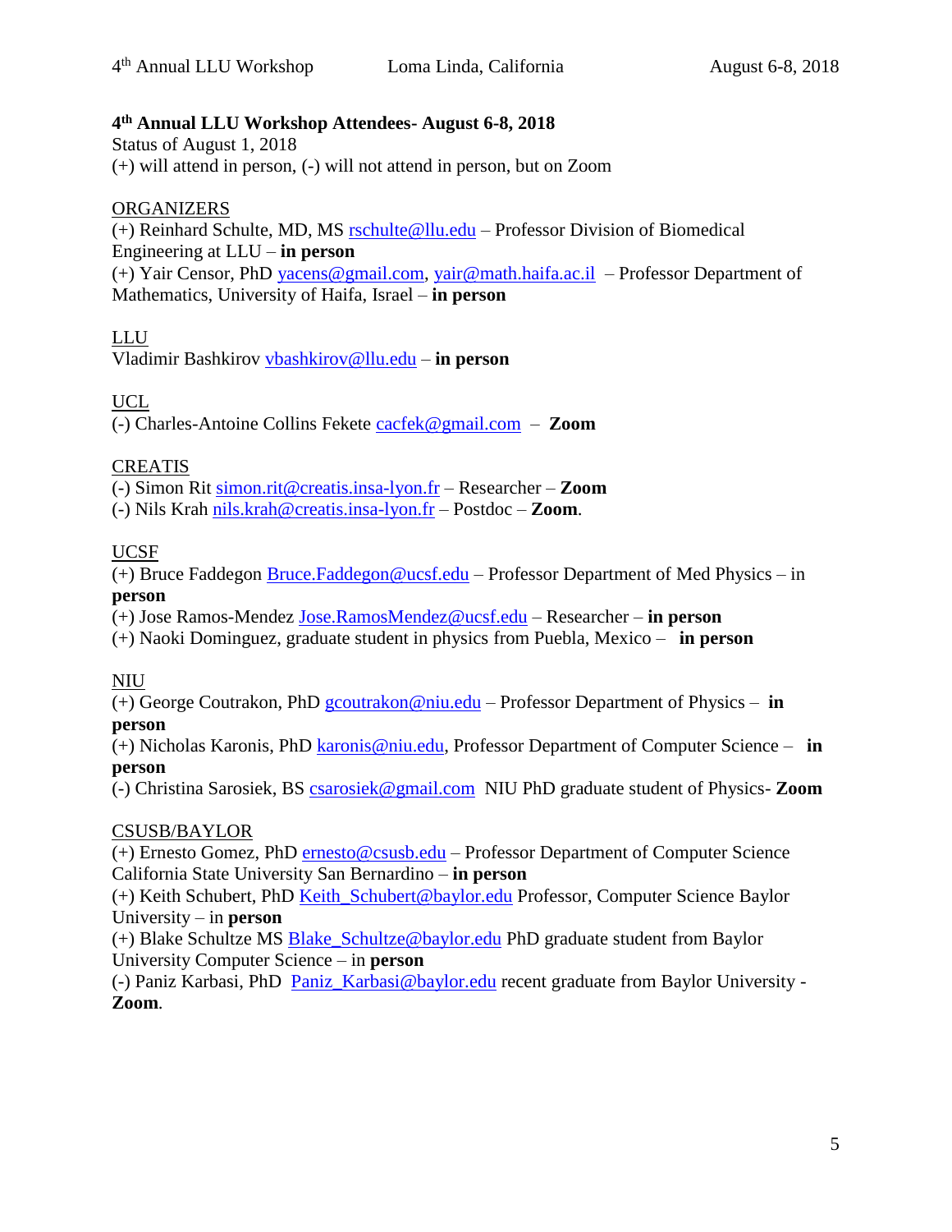## 4th Annual LLU Workshop Attendees- August 6-8, 2018

Status of August 1, 2018

(+) will attend in person, (-) will not attend in person, but on Zoom

ORGANIZERS

(+) Reinhard Schulte, MD, MS rschulte@llu.edu – Professor Division of Biomedical Engineering at LLU – **in person**

(+) Yair Censor, PhD yacens@gmail.com, yair@math.haifa.ac.il – Professor Department of Mathematics, University of Haifa, Israel – **in person**

LLU

Vladimir Bashkirov vbashkirov@llu.edu – **in person**

UCL

(-) Charles-Antoine Collins Fekete cacfek@gmail.com – **Zoom**

CREATIS

(-) Simon Rit simon.rit@creatis.insa-lyon.fr – Researcher – **Zoom**

(-) Nils Krah nils.krah@creatis.insa-lyon.fr – Postdoc – **Zoom**.

UCSF

(+) Bruce Faddegon Bruce.Faddegon@ucsf.edu – Professor Department of Med Physics – in **person**

(+) Jose Ramos-Mendez Jose.RamosMendez@ucsf.edu – Researcher – **in person**

(+) Naoki Dominguez, graduate student in physics from Puebla, Mexico – **in person**

NIU

(+) George Coutrakon, PhD gcoutrakon@niu.edu – Professor Department of Physics – **in person**

(+) Nicholas Karonis, PhD karonis@niu.edu, Professor Department of Computer Science – **in person**

(-) Christina Sarosiek, BS csarosiek@gmail.com NIU PhD graduate student of Physics- **Zoom**

CSUSB/BAYLOR

(+) Ernesto Gomez, PhD ernesto@csusb.edu – Professor Department of Computer Science California State University San Bernardino – **in person**

(+) Keith Schubert, PhD Keith_Schubert@baylor.edu Professor, Computer Science Baylor University – in **person**

(+) Blake Schultze MS Blake_Schultze@baylor.edu PhD graduate student from Baylor University Computer Science – in **person**

(-) Paniz Karbasi, PhD Paniz_Karbasi@baylor.edu recent graduate from Baylor University - **Zoom**.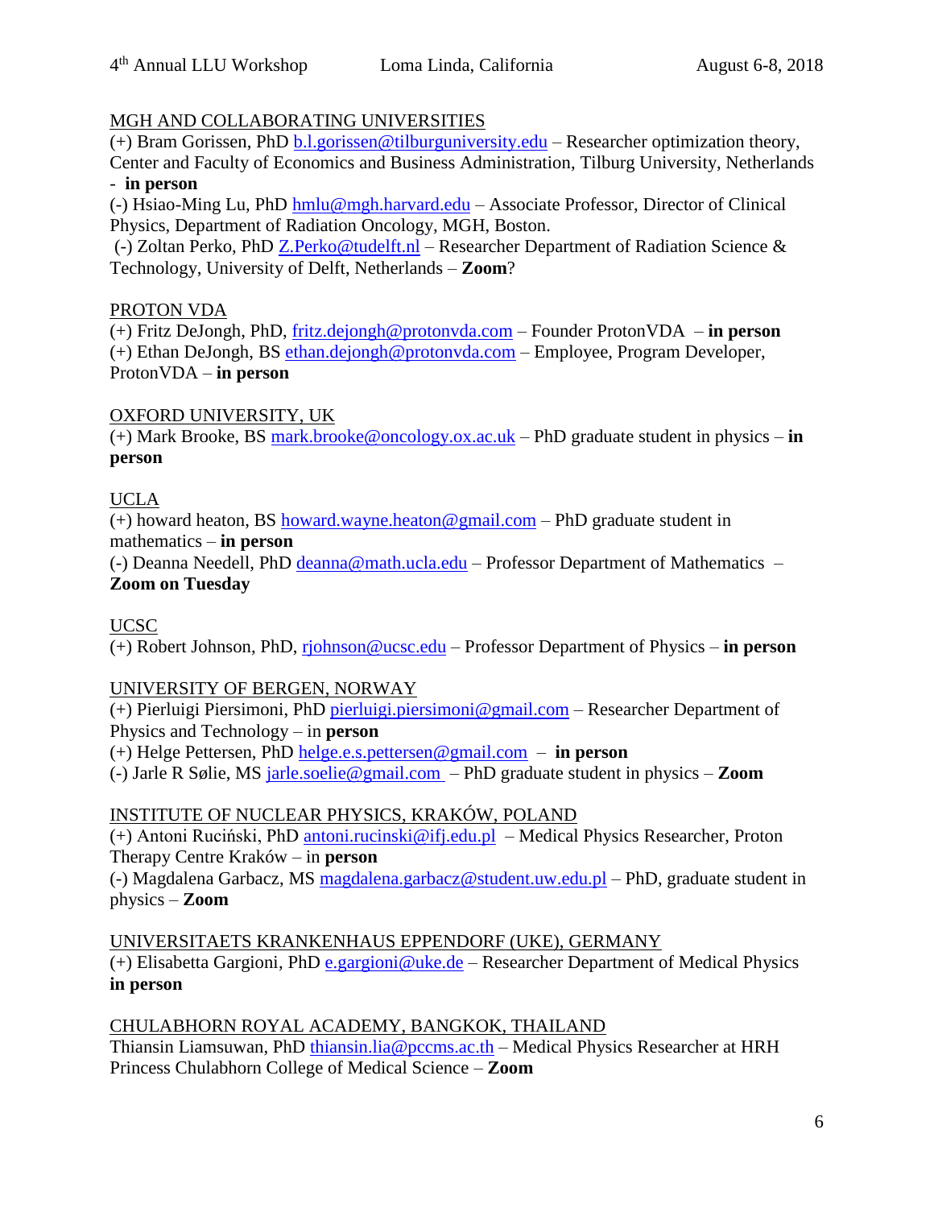MGH AND COLLABORATING UNIVERSITIES

(+) Bram Gorissen, PhD b.l.gorissen@tilburguniversity.edu – Researcher optimization theory, Center and Faculty of Economics and Business Administration, Tilburg University, Netherlands - **in person**

(-) Hsiao-Ming Lu, PhD hmlu@mgh.harvard.edu – Associate Professor, Director of Clinical Physics, Department of Radiation Oncology, MGH, Boston.

(-) Zoltan Perko, PhD Z.Perko@tudelft.nl – Researcher Department of Radiation Science & Technology, University of Delft, Netherlands – **Zoom**?

PROTON VDA

(+) Fritz DeJongh, PhD, fritz.dejongh@protonvda.com – Founder ProtonVDA – **in person**

(+) Ethan DeJongh, BS ethan.dejongh@protonvda.com – Employee, Program Developer, ProtonVDA – **in person**

OXFORD UNIVERSITY, UK

(+) Mark Brooke, BS mark.brooke@oncology.ox.ac.uk – PhD graduate student in physics – **in person**

UCLA

(+) howard heaton, BS howard.wayne.heaton@gmail.com – PhD graduate student in mathematics – **in person**

(-) Deanna Needell, PhD deanna@math.ucla.edu – Professor Department of Mathematics – **Zoom on Tuesday**

UCSC

(+) Robert Johnson, PhD, rjohnson@ucsc.edu – Professor Department of Physics – **in person**

UNIVERSITY OF BERGEN, NORWAY

(+) Pierluigi Piersimoni, PhD pierluigi.piersimoni@gmail.com – Researcher Department of Physics and Technology – in **person**

(+) Helge Pettersen, PhD helge.e.s.pettersen@gmail.com – **in person**

(-) Jarle R Sølie, MS jarle.soelie@gmail.com – PhD graduate student in physics – **Zoom**

INSTITUTE OF NUCLEAR PHYSICS, KRAKÓW, POLAND

(+) Antoni Ruciński, PhD antoni.rucinski@ifj.edu.pl – Medical Physics Researcher, Proton Therapy Centre Kraków – in **person**

(-) Magdalena Garbacz, MS magdalena.garbacz@student.uw.edu.pl – PhD, graduate student in physics – **Zoom**

UNIVERSITAETS KRANKENHAUS EPPENDORF (UKE), GERMANY

(+) Elisabetta Gargioni, PhD e.gargioni@uke.de – Researcher Department of Medical Physics **in person**

CHULABHORN ROYAL ACADEMY, BANGKOK, THAILAND

Thiansin Liamsuwan, PhD thiansin.lia@pccms.ac.th – Medical Physics Researcher at HRH Princess Chulabhorn College of Medical Science – **Zoom**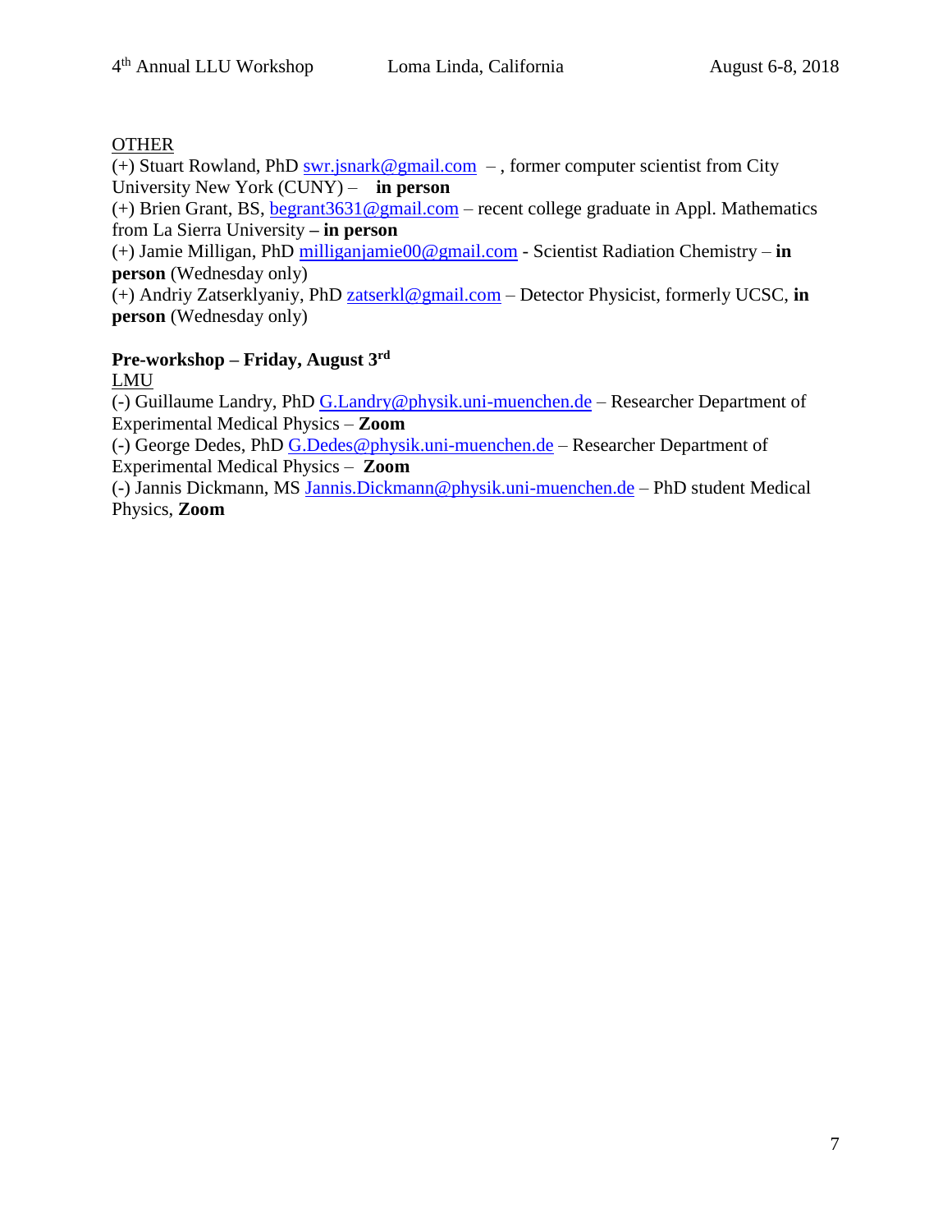OTHER

(+) Stuart Rowland, PhD swr.jsnark@gmail.com – , former computer scientist from City University New York (CUNY) – **in person**

(+) Brien Grant, BS, begrant3631@gmail.com – recent college graduate in Appl. Mathematics from La Sierra University **– in person**

(+) Jamie Milligan, PhD milliganjamie00@gmail.com - Scientist Radiation Chemistry – **in person** (Wednesday only)

(+) Andriy Zatserklyaniy, PhD zatserkl@gmail.com – Detector Physicist, formerly UCSC, **in person** (Wednesday only)

**Pre-workshop – Friday, August 3rd**

LMU

(-) Guillaume Landry, PhD G.Landry@physik.uni-muenchen.de – Researcher Department of Experimental Medical Physics – **Zoom**

(-) George Dedes, PhD G.Dedes@physik.uni-muenchen.de – Researcher Department of Experimental Medical Physics – **Zoom**

(-) Jannis Dickmann, MS Jannis.Dickmann@physik.uni-muenchen.de – PhD student Medical Physics, **Zoom**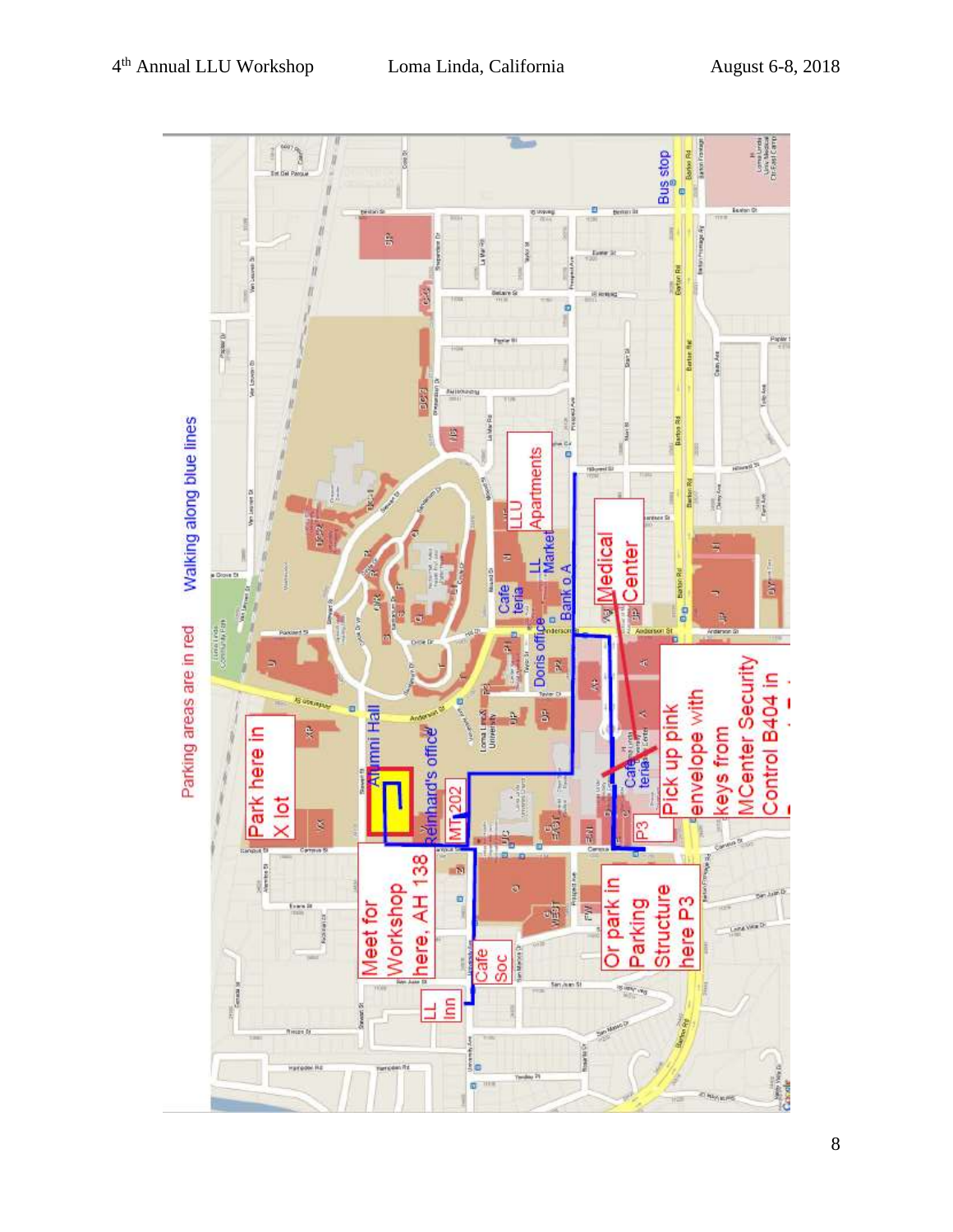Parking areas are in red

Walking along blue lines

Park here in X lot

Alumni Hall

Meet for Workshop here, AH 138

Reinhard's office

MT 202

Cafe Soc

LL Inn

LLU Apartments

Cafe teria

LL Market

Bank o A

Doris office

Medical Center

Cafe teria

P3

Pick up pink envelope with keys from MCenter Security Control B404 in

Or park in Parking Structure here P3

Bus stop